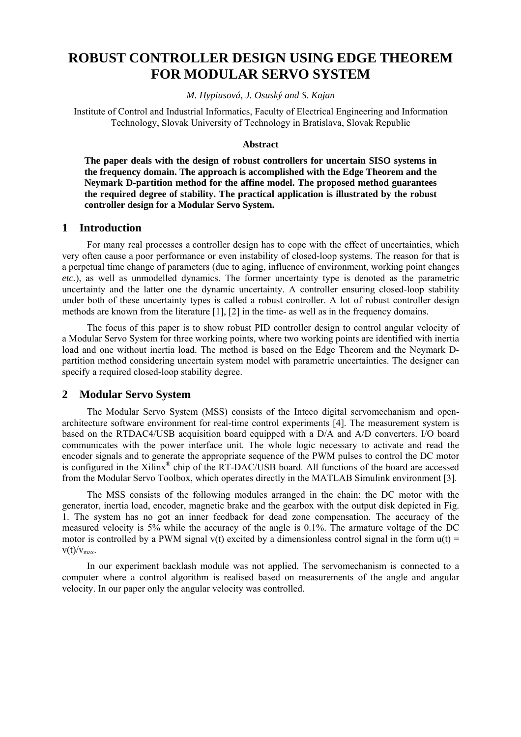# ROBUST CONTROLLER DESIGN USING EDGE THEOREM FOR MODULAR SERVO SYSTEM

*M. Hypiusová, J. Osuský and S. Kajan*

Institute of Control and Industrial Informatics, Faculty of Electrical Engineering and Information Technology, Slovak University of Technology in Bratislava, Slovak Republic

**Abstract**

**The paper deals with the design of robust controllers for uncertain SISO systems in the frequency domain. The approach is accomplished with the Edge Theorem and the Neymark D-partition method for the affine model. The proposed method guarantees the required degree of stability. The practical application is illustrated by the robust controller design for a Modular Servo System.**

## 1 Introduction

For many real processes a controller design has to cope with the effect of uncertainties, which very often cause a poor performance or even instability of closed-loop systems. The reason for that is a perpetual time change of parameters (due to aging, influence of environment, working point changes *etc.*), as well as unmodelled dynamics. The former uncertainty type is denoted as the parametric uncertainty and the latter one the dynamic uncertainty. A controller ensuring closed-loop stability under both of these uncertainty types is called a robust controller. A lot of robust controller design methods are known from the literature [1], [2] in the time- as well as in the frequency domains.

The focus of this paper is to show robust PID controller design to control angular velocity of a Modular Servo System for three working points, where two working points are identified with inertia load and one without inertia load. The method is based on the Edge Theorem and the Neymark D-partition method considering uncertain system model with parametric uncertainties. The designer can specify a required closed-loop stability degree.

## 2 Modular Servo System

The Modular Servo System (MSS) consists of the Inteco digital servomechanism and open-architecture software environment for real-time control experiments [4]. The measurement system is based on the RTDAC4/USB acquisition board equipped with a D/A and A/D converters. I/O board communicates with the power interface unit. The whole logic necessary to activate and read the encoder signals and to generate the appropriate sequence of the PWM pulses to control the DC motor is configured in the Xilinx® chip of the RT-DAC/USB board. All functions of the board are accessed from the Modular Servo Toolbox, which operates directly in the MATLAB Simulink environment [3].

The MSS consists of the following modules arranged in the chain: the DC motor with the generator, inertia load, encoder, magnetic brake and the gearbox with the output disk depicted in Fig. 1. The system has no got an inner feedback for dead zone compensation. The accuracy of the measured velocity is 5% while the accuracy of the angle is 0.1%. The armature voltage of the DC motor is controlled by a PWM signal v(t) excited by a dimensionless control signal in the form $u(t) = v(t)/v_{max}$.

In our experiment backlash module was not applied. The servomechanism is connected to a computer where a control algorithm is realised based on measurements of the angle and angular velocity. In our paper only the angular velocity was controlled.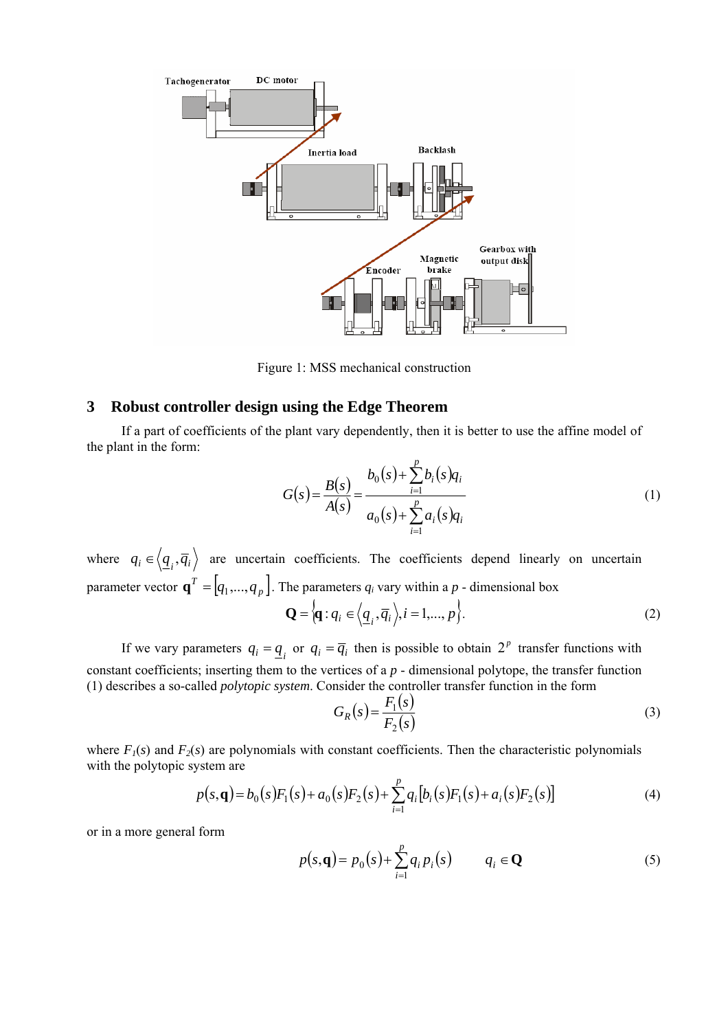Figure 1: MSS mechanical construction

## 3 Robust controller design using the Edge Theorem

If a part of coefficients of the plant vary dependently, then it is better to use the affine model of the plant in the form:

$$G(s) = \frac{B(s)}{A(s)} = \frac{b_0(s) + \sum_{i=1}^{p} b_i(s) q_i}{a_0(s) + \sum_{i=1}^{p} a_i(s) q_i} \tag{1}$$

where $q_i \in \left\langle \underline{q}_i, \overline{q}_i \right\rangle$ are uncertain coefficients. The coefficients depend linearly on uncertain parameter vector $\mathbf{q}^T = [q_1, \ldots, q_p]$. The parameters $q_i$ vary within a $p$ - dimensional box

$$\mathbf{Q} = \left\{ \mathbf{q} : q_i \in \left\langle \underline{q}_i, \overline{q}_i \right\rangle, i = 1, \ldots, p \right\}. \tag{2}$$

If we vary parameters $q_i = \underline{q}_i$ or $q_i = \overline{q}_i$ then is possible to obtain $2^p$ transfer functions with constant coefficients; inserting them to the vertices of a $p$ - dimensional polytope, the transfer function (1) describes a so-called *polytopic system*. Consider the controller transfer function in the form

$$G_R(s) = \frac{F_1(s)}{F_2(s)} \tag{3}$$

where $F_1(s)$ and $F_2(s)$ are polynomials with constant coefficients. Then the characteristic polynomials with the polytopic system are

$$p(s, \mathbf{q}) = b_0(s) F_1(s) + a_0(s) F_2(s) + \sum_{i=1}^{p} q_i \left[ b_i(s) F_1(s) + a_i(s) F_2(s) \right] \tag{4}$$

or in a more general form

$$p(s, \mathbf{q}) = p_0(s) + \sum_{i=1}^{p} q_i p_i(s) \qquad q_i \in \mathbf{Q} \tag{5}$$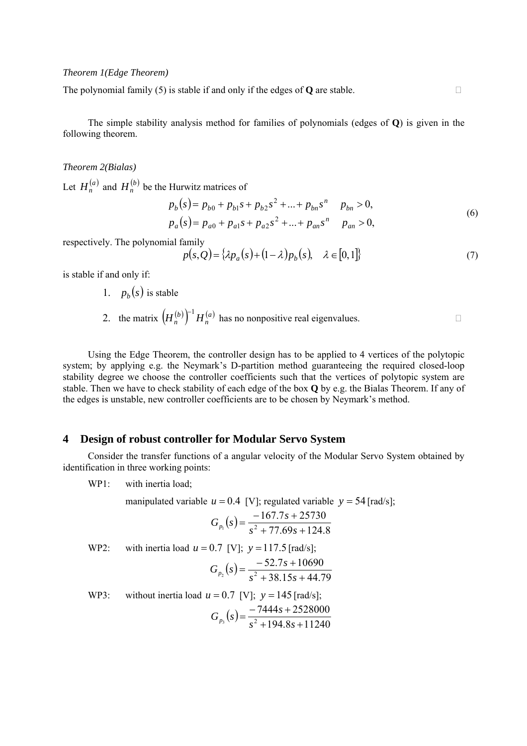*Theorem 1(Edge Theorem)*

The polynomial family (5) is stable if and only if the edges of **Q** are stable.

The simple stability analysis method for families of polynomials (edges of **Q**) is given in the following theorem.

*Theorem 2(Bialas)*

Let $H_n^{(a)}$ and $H_n^{(b)}$ be the Hurwitz matrices of

$$
\begin{aligned}
p_b(s) &= p_{b0} + p_{b1}s + p_{b2}s^2 + \ldots + p_{bn}s^n \quad p_{bn} > 0, \\
p_a(s) &= p_{a0} + p_{a1}s + p_{a2}s^2 + \ldots + p_{an}s^n \quad p_{an} > 0,
\end{aligned}
\tag{6}
$$

respectively. The polynomial family

$$
p(s,Q) = \{\lambda p_a(s) + (1-\lambda)p_b(s), \quad \lambda \in [0,1]\}
\tag{7}
$$

is stable if and only if:

1. $p_b(s)$ is stable
2. the matrix $\left(H_n^{(b)}\right)^{-1} H_n^{(a)}$ has no nonpositive real eigenvalues.

Using the Edge Theorem, the controller design has to be applied to 4 vertices of the polytopic system; by applying e.g. the Neymark's D-partition method guaranteeing the required closed-loop stability degree we choose the controller coefficients such that the vertices of polytopic system are stable. Then we have to check stability of each edge of the box **Q** by e.g. the Bialas Theorem. If any of the edges is unstable, new controller coefficients are to be chosen by Neymark's method.

## 4 Design of robust controller for Modular Servo System

Consider the transfer functions of a angular velocity of the Modular Servo System obtained by identification in three working points:

WP1: with inertia load;

manipulated variable $u = 0.4$ [V]; regulated variable $y = 54$ [rad/s];

$$
G_{p_1}(s) = \frac{-167.7s + 25730}{s^2 + 77.69s + 124.8}
$$

WP2: with inertia load $u = 0.7$ [V]; $y = 117.5$ [rad/s];

$$
G_{p_2}(s) = \frac{-52.7s + 10690}{s^2 + 38.15s + 44.79}
$$

WP3: without inertia load $u = 0.7$ [V]; $y = 145$ [rad/s];

$$
G_{p_3}(s) = \frac{-7444s + 2528000}{s^2 + 194.8s + 11240}
$$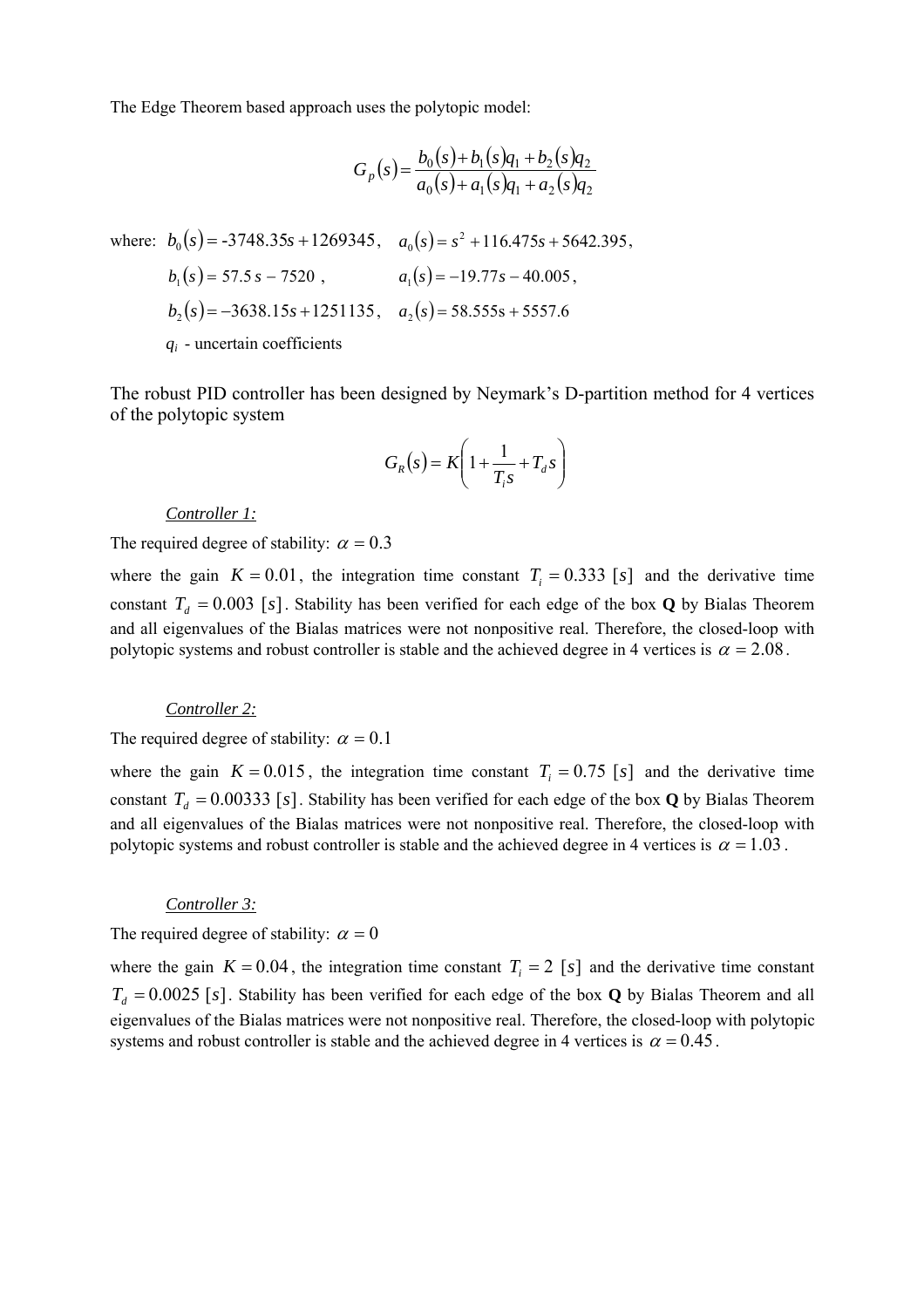The Edge Theorem based approach uses the polytopic model:

$$G_p(s) = \frac{b_0(s) + b_1(s)q_1 + b_2(s)q_2}{a_0(s) + a_1(s)q_1 + a_2(s)q_2}$$

where: $b_0(s) = \text{-}3748.35s + 1269345$, $a_0(s) = s^2 + 116.475s + 5642.395$,

$b_1(s) = 57.5\,s - 7520$ , $a_1(s) = -19.77s - 40.005$,

$b_2(s) = -3638.15s + 1251135$, $a_2(s) = 58.555\text{s} + 5557.6$

$q_i$ - uncertain coefficients

The robust PID controller has been designed by Neymark's D-partition method for 4 vertices of the polytopic system

$$G_R(s) = K\left(1 + \frac{1}{T_i s} + T_d s\right)$$

*Controller 1:*

The required degree of stability: $\alpha = 0.3$

where the gain $K = 0.01$, the integration time constant $T_i = 0.333\ [s]$ and the derivative time constant $T_d = 0.003\ [s]$. Stability has been verified for each edge of the box **Q** by Bialas Theorem and all eigenvalues of the Bialas matrices were not nonpositive real. Therefore, the closed-loop with polytopic systems and robust controller is stable and the achieved degree in 4 vertices is $\alpha = 2.08$.

*Controller 2:*

The required degree of stability: $\alpha = 0.1$

where the gain $K = 0.015$, the integration time constant $T_i = 0.75\ [s]$ and the derivative time constant $T_d = 0.00333\ [s]$. Stability has been verified for each edge of the box **Q** by Bialas Theorem and all eigenvalues of the Bialas matrices were not nonpositive real. Therefore, the closed-loop with polytopic systems and robust controller is stable and the achieved degree in 4 vertices is $\alpha = 1.03$.

*Controller 3:*

The required degree of stability: $\alpha = 0$

where the gain $K = 0.04$, the integration time constant $T_i = 2\ [s]$ and the derivative time constant $T_d = 0.0025\ [s]$. Stability has been verified for each edge of the box **Q** by Bialas Theorem and all eigenvalues of the Bialas matrices were not nonpositive real. Therefore, the closed-loop with polytopic systems and robust controller is stable and the achieved degree in 4 vertices is $\alpha = 0.45$.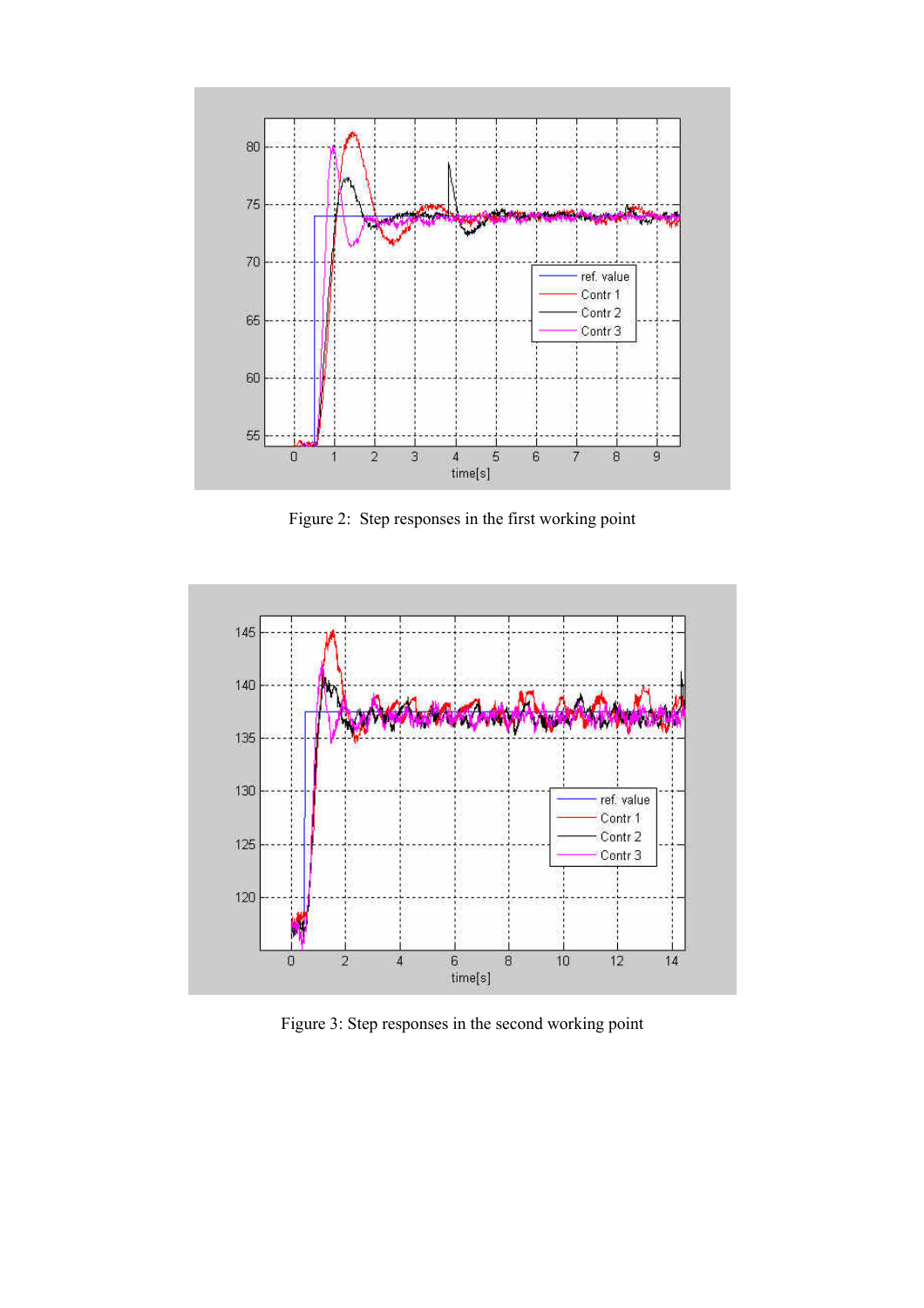Figure 2: Step responses in the first working point

Figure 3: Step responses in the second working point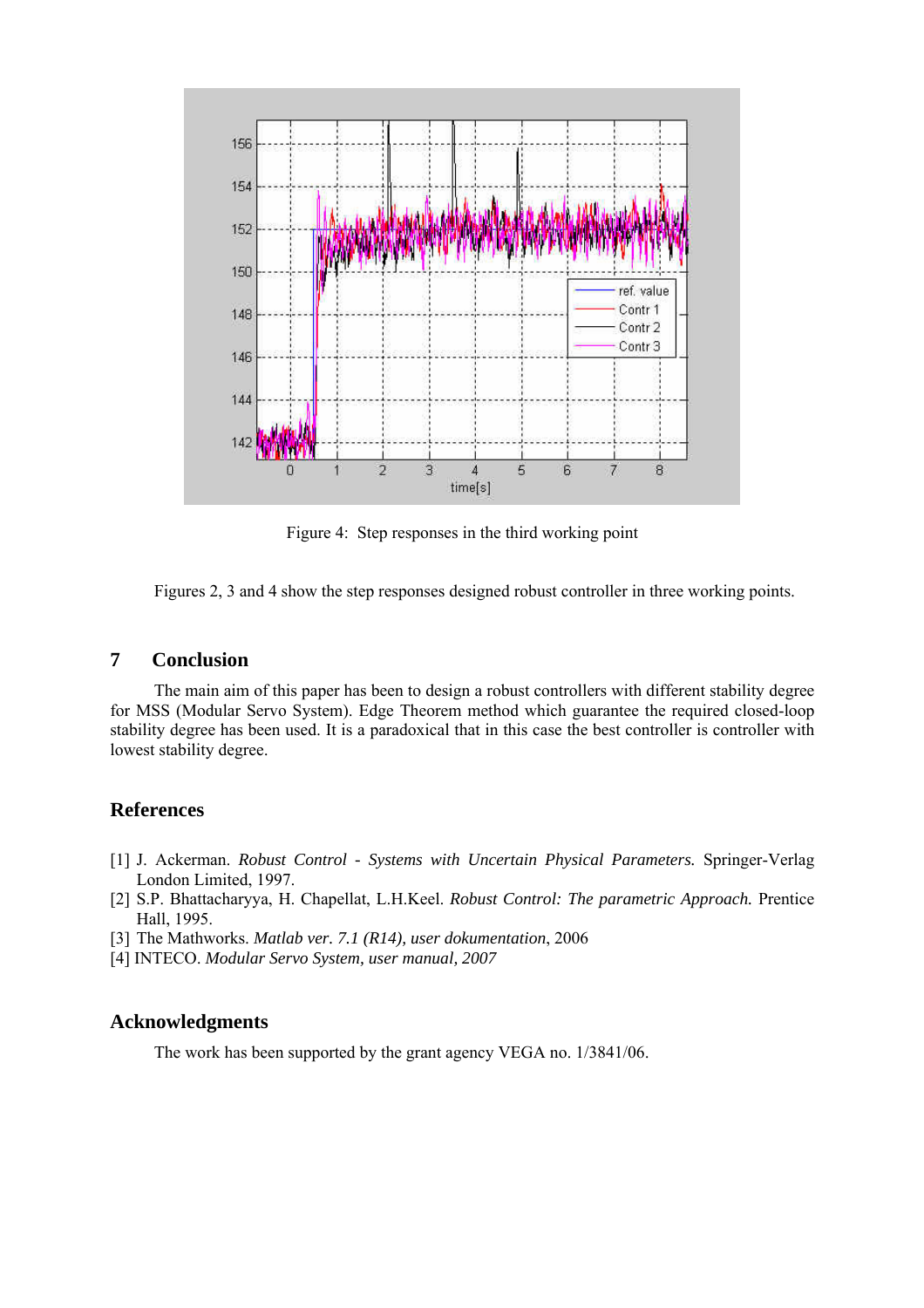Figure 4: Step responses in the third working point

Figures 2, 3 and 4 show the step responses designed robust controller in three working points.

## 7 Conclusion

The main aim of this paper has been to design a robust controllers with different stability degree for MSS (Modular Servo System). Edge Theorem method which guarantee the required closed-loop stability degree has been used. It is a paradoxical that in this case the best controller is controller with lowest stability degree.

## References

[1] J. Ackerman. *Robust Control - Systems with Uncertain Physical Parameters.* Springer-Verlag London Limited, 1997.
[2] S.P. Bhattacharyya, H. Chapellat, L.H.Keel. *Robust Control: The parametric Approach.* Prentice Hall, 1995.
[3] The Mathworks. *Matlab ver. 7.1 (R14), user dokumentation*, 2006
[4] INTECO. *Modular Servo System, user manual, 2007*

## Acknowledgments

The work has been supported by the grant agency VEGA no. 1/3841/06.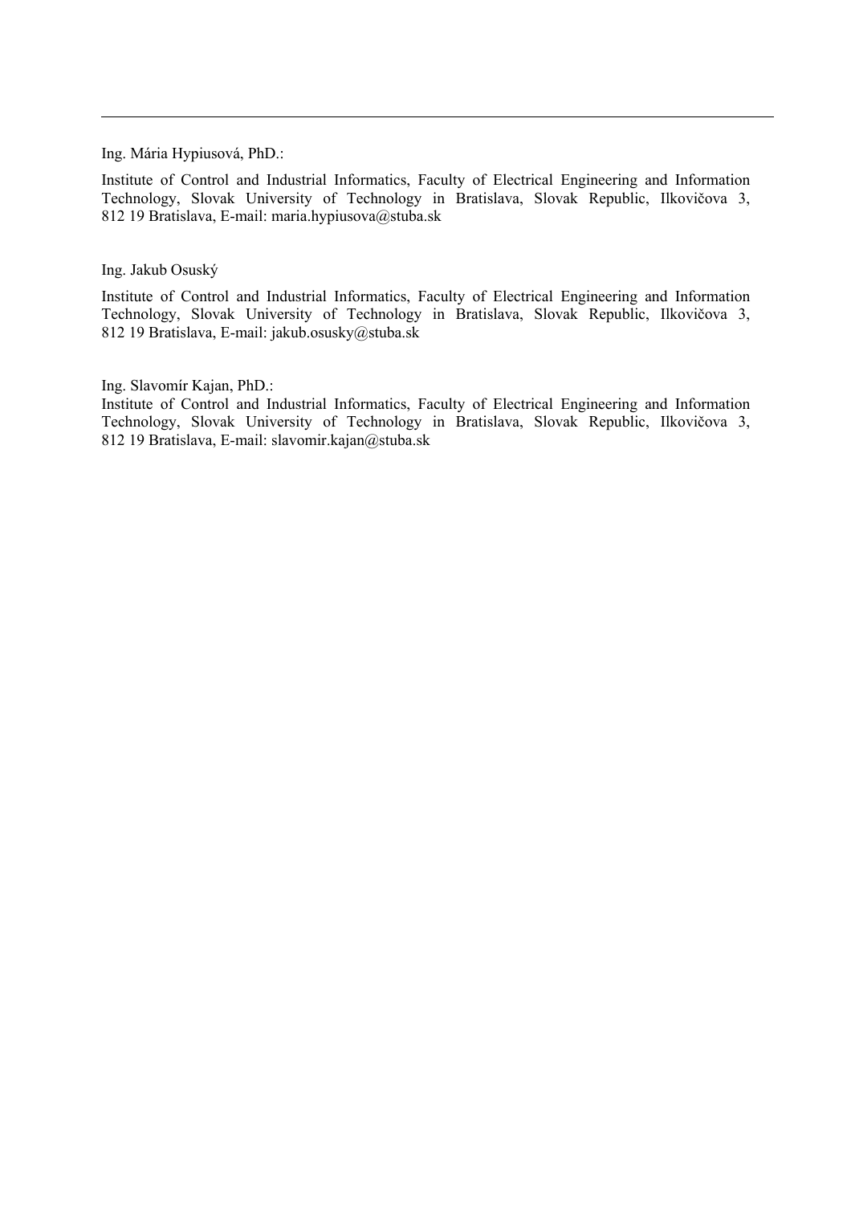Ing. Mária Hypiusová, PhD.:

Institute of Control and Industrial Informatics, Faculty of Electrical Engineering and Information Technology, Slovak University of Technology in Bratislava, Slovak Republic, Ilkovičova 3, 812 19 Bratislava, E-mail: maria.hypiusova@stuba.sk

Ing. Jakub Osuský

Institute of Control and Industrial Informatics, Faculty of Electrical Engineering and Information Technology, Slovak University of Technology in Bratislava, Slovak Republic, Ilkovičova 3, 812 19 Bratislava, E-mail: jakub.osusky@stuba.sk

Ing. Slavomír Kajan, PhD.:

Institute of Control and Industrial Informatics, Faculty of Electrical Engineering and Information Technology, Slovak University of Technology in Bratislava, Slovak Republic, Ilkovičova 3, 812 19 Bratislava, E-mail: slavomir.kajan@stuba.sk